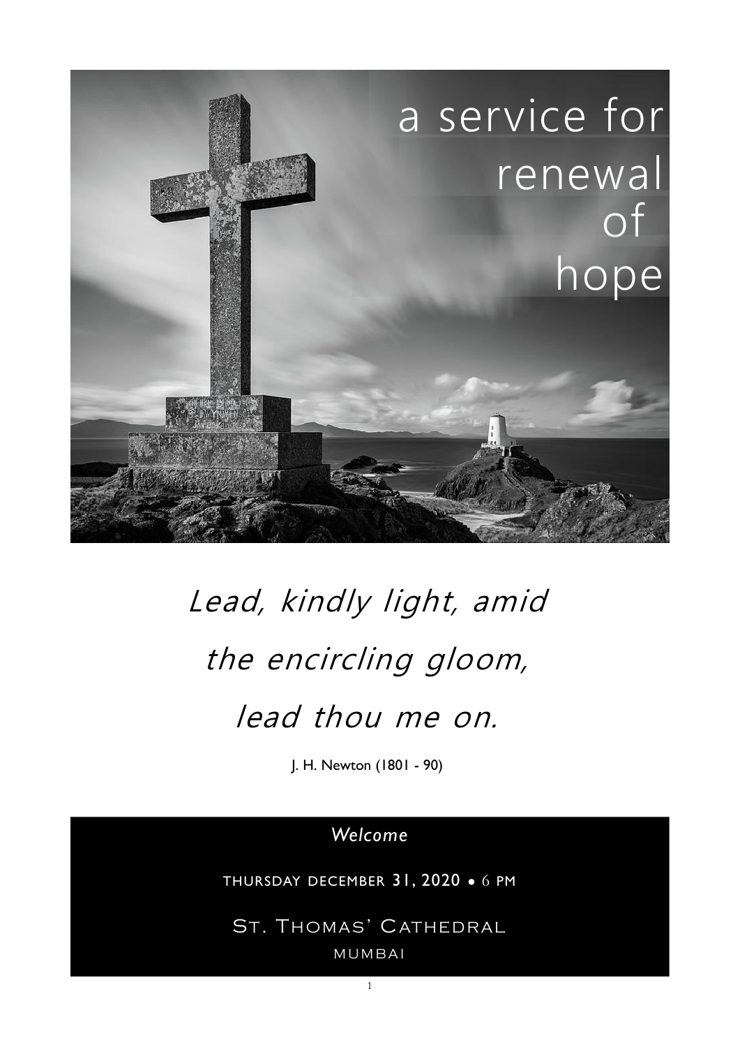# a service for renewal of hope

*Lead, kindly light, amid the encircling gloom, lead thou me on.*

J. H. Newton (1801 - 90)

*Welcome*

THURSDAY DECEMBER 31, 2020 • 6 PM

ST. THOMAS' CATHEDRAL

MUMBAI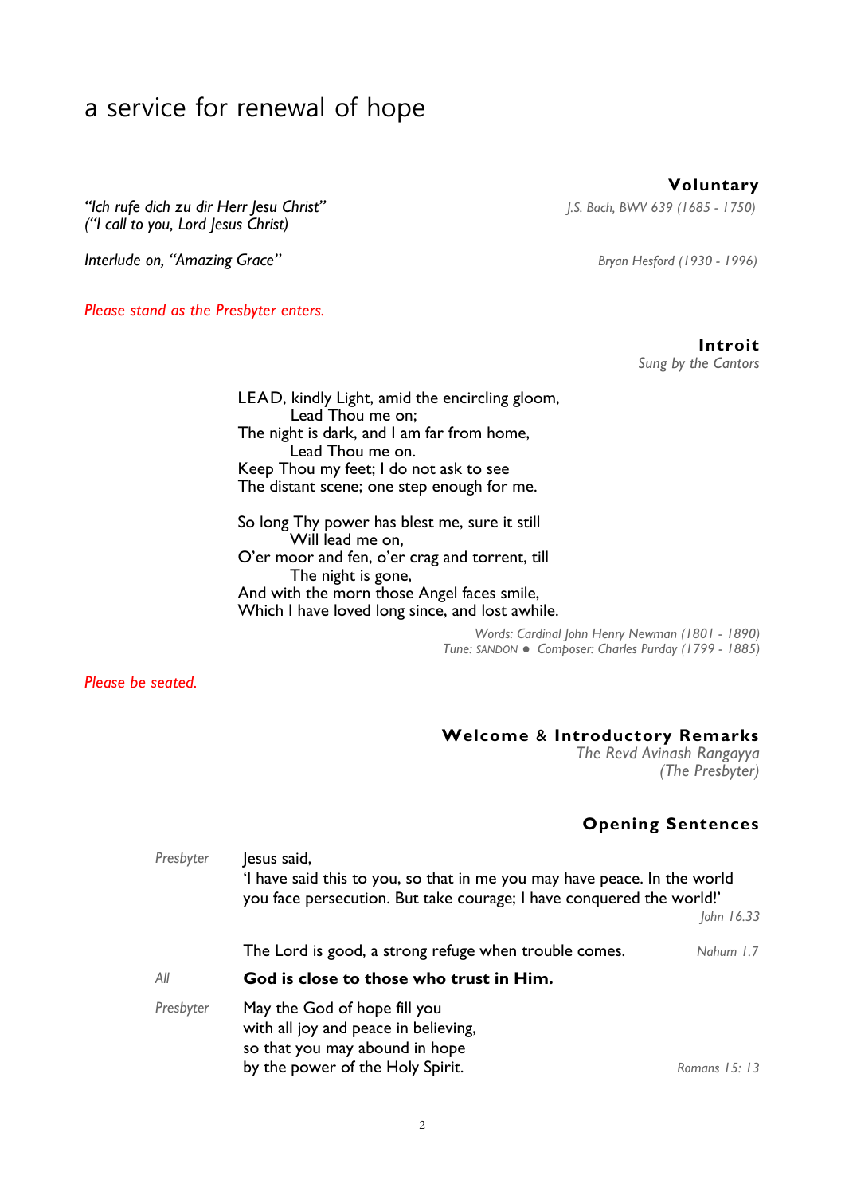# a service for renewal of hope

### Voluntary

*"Ich rufe dich zu dir Herr Jesu Christ"*
*("I call to you, Lord Jesus Christ)*
*J.S. Bach, BWV 639 (1685 - 1750)*

*Interlude on, "Amazing Grace"*
*Bryan Hesford (1930 - 1996)*

*Please stand as the Presbyter enters.*

### Introit

*Sung by the Cantors*

LEAD, kindly Light, amid the encircling gloom,
    Lead Thou me on;
The night is dark, and I am far from home,
    Lead Thou me on.
Keep Thou my feet; I do not ask to see
The distant scene; one step enough for me.

So long Thy power has blest me, sure it still
    Will lead me on,
O'er moor and fen, o'er crag and torrent, till
    The night is gone,
And with the morn those Angel faces smile,
Which I have loved long since, and lost awhile.

*Words: Cardinal John Henry Newman (1801 - 1890)*
*Tune: SANDON ● Composer: Charles Purday (1799 - 1885)*

*Please be seated.*

### Welcome & Introductory Remarks

*The Revd Avinash Rangayya*
*(The Presbyter)*

### Opening Sentences

*Presbyter* Jesus said,
'I have said this to you, so that in me you may have peace. In the world you face persecution. But take courage; I have conquered the world!'
*John 16.33*

The Lord is good, a strong refuge when trouble comes. *Nahum 1.7*

*All* **God is close to those who trust in Him.**

*Presbyter* May the God of hope fill you
with all joy and peace in believing,
so that you may abound in hope
by the power of the Holy Spirit. *Romans 15: 13*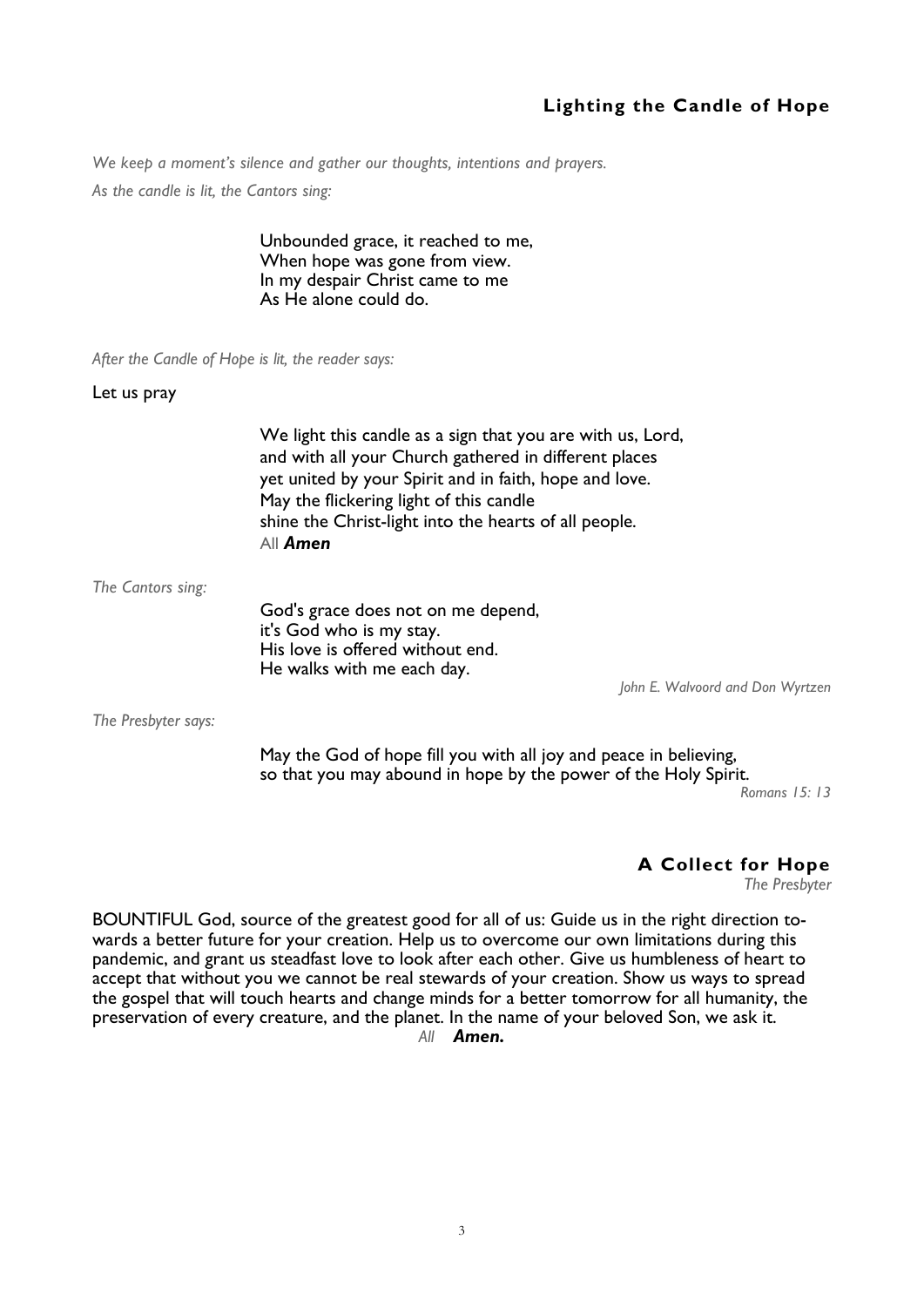## Lighting the Candle of Hope

*We keep a moment's silence and gather our thoughts, intentions and prayers.*

*As the candle is lit, the Cantors sing:*

Unbounded grace, it reached to me,
When hope was gone from view.
In my despair Christ came to me
As He alone could do.

*After the Candle of Hope is lit, the reader says:*

Let us pray

We light this candle as a sign that you are with us, Lord,
and with all your Church gathered in different places
yet united by your Spirit and in faith, hope and love.
May the flickering light of this candle
shine the Christ-light into the hearts of all people.
All ***Amen***

*The Cantors sing:*

God's grace does not on me depend,
it's God who is my stay.
His love is offered without end.
He walks with me each day.

*John E. Walvoord and Don Wyrtzen*

*The Presbyter says:*

May the God of hope fill you with all joy and peace in believing,
so that you may abound in hope by the power of the Holy Spirit.

*Romans 15: 13*

## A Collect for Hope

*The Presbyter*

BOUNTIFUL God, source of the greatest good for all of us: Guide us in the right direction towards a better future for your creation. Help us to overcome our own limitations during this pandemic, and grant us steadfast love to look after each other. Give us humbleness of heart to accept that without you we cannot be real stewards of your creation. Show us ways to spread the gospel that will touch hearts and change minds for a better tomorrow for all humanity, the preservation of every creature, and the planet. In the name of your beloved Son, we ask it.

*All* ***Amen.***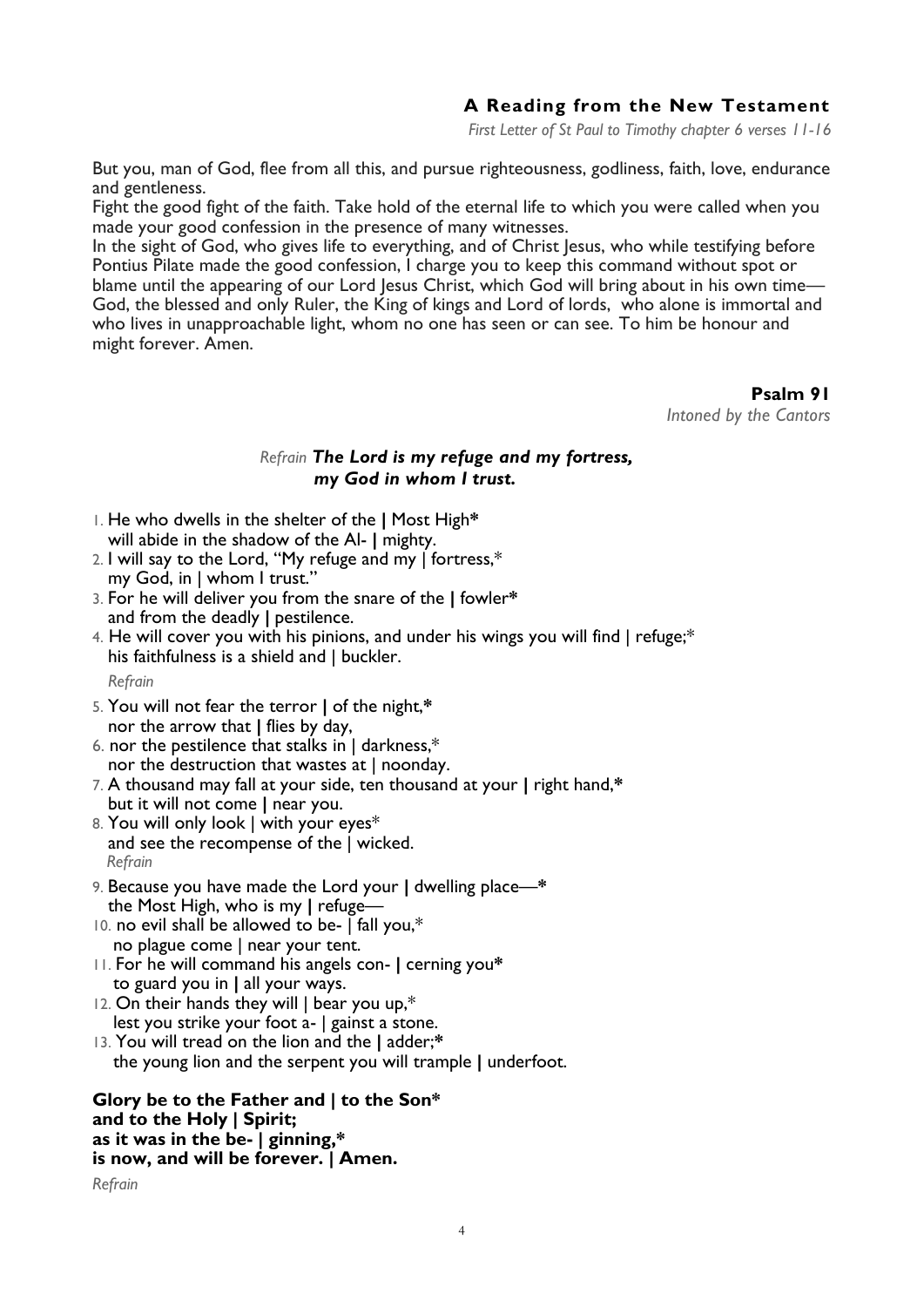## A Reading from the New Testament

*First Letter of St Paul to Timothy chapter 6 verses 11-16*

But you, man of God, flee from all this, and pursue righteousness, godliness, faith, love, endurance and gentleness.
Fight the good fight of the faith. Take hold of the eternal life to which you were called when you made your good confession in the presence of many witnesses.
In the sight of God, who gives life to everything, and of Christ Jesus, who while testifying before Pontius Pilate made the good confession, I charge you to keep this command without spot or blame until the appearing of our Lord Jesus Christ, which God will bring about in his own time—God, the blessed and only Ruler, the King of kings and Lord of lords, who alone is immortal and who lives in unapproachable light, whom no one has seen or can see. To him be honour and might forever. Amen.

## Psalm 91

*Intoned by the Cantors*

*Refrain* ***The Lord is my refuge and my fortress, my God in whom I trust.***

1. He who dwells in the shelter of the | Most High*
   will abide in the shadow of the Al- | mighty.
2. I will say to the Lord, "My refuge and my | fortress,*
   my God, in | whom I trust."
3. For he will deliver you from the snare of the | fowler*
   and from the deadly | pestilence.
4. He will cover you with his pinions, and under his wings you will find | refuge;*
   his faithfulness is a shield and | buckler.

*Refrain*

5. You will not fear the terror | of the night,*
   nor the arrow that | flies by day,
6. nor the pestilence that stalks in | darkness,*
   nor the destruction that wastes at | noonday.
7. A thousand may fall at your side, ten thousand at your | right hand,*
   but it will not come | near you.
8. You will only look | with your eyes*
   and see the recompense of the | wicked.

*Refrain*

9. Because you have made the Lord your | dwelling place—*
   the Most High, who is my | refuge—
10. no evil shall be allowed to be- | fall you,*
    no plague come | near your tent.
11. For he will command his angels con- | cerning you*
    to guard you in | all your ways.
12. On their hands they will | bear you up,*
    lest you strike your foot a- | gainst a stone.
13. You will tread on the lion and the | adder;*
    the young lion and the serpent you will trample | underfoot.

**Glory be to the Father and | to the Son***
**and to the Holy | Spirit;**
**as it was in the be- | ginning,***
**is now, and will be forever. | Amen.**

*Refrain*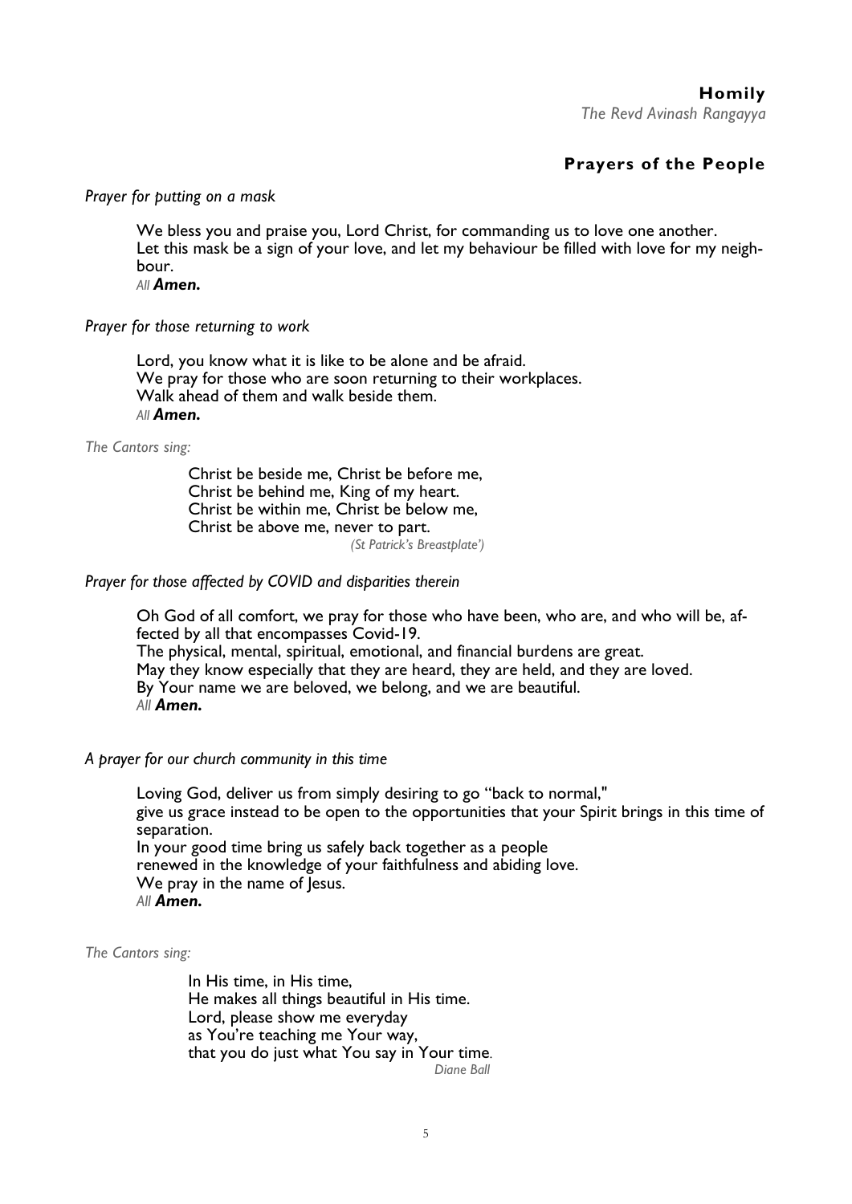## Homily

*The Revd Avinash Rangayya*

## Prayers of the People

*Prayer for putting on a mask*

We bless you and praise you, Lord Christ, for commanding us to love one another.
Let this mask be a sign of your love, and let my behaviour be filled with love for my neighbour.
*All* ***Amen.***

*Prayer for those returning to work*

Lord, you know what it is like to be alone and be afraid.
We pray for those who are soon returning to their workplaces.
Walk ahead of them and walk beside them.
*All* ***Amen.***

*The Cantors sing:*

Christ be beside me, Christ be before me,
Christ be behind me, King of my heart.
Christ be within me, Christ be below me,
Christ be above me, never to part.
*(St Patrick's Breastplate')*

*Prayer for those affected by COVID and disparities therein*

Oh God of all comfort, we pray for those who have been, who are, and who will be, affected by all that encompasses Covid-19.
The physical, mental, spiritual, emotional, and financial burdens are great.
May they know especially that they are heard, they are held, and they are loved.
By Your name we are beloved, we belong, and we are beautiful.
*All* ***Amen.***

*A prayer for our church community in this time*

Loving God, deliver us from simply desiring to go "back to normal,"
give us grace instead to be open to the opportunities that your Spirit brings in this time of separation.
In your good time bring us safely back together as a people
renewed in the knowledge of your faithfulness and abiding love.
We pray in the name of Jesus.
*All* ***Amen.***

*The Cantors sing:*

In His time, in His time,
He makes all things beautiful in His time.
Lord, please show me everyday
as You're teaching me Your way,
that you do just what You say in Your time.
*Diane Ball*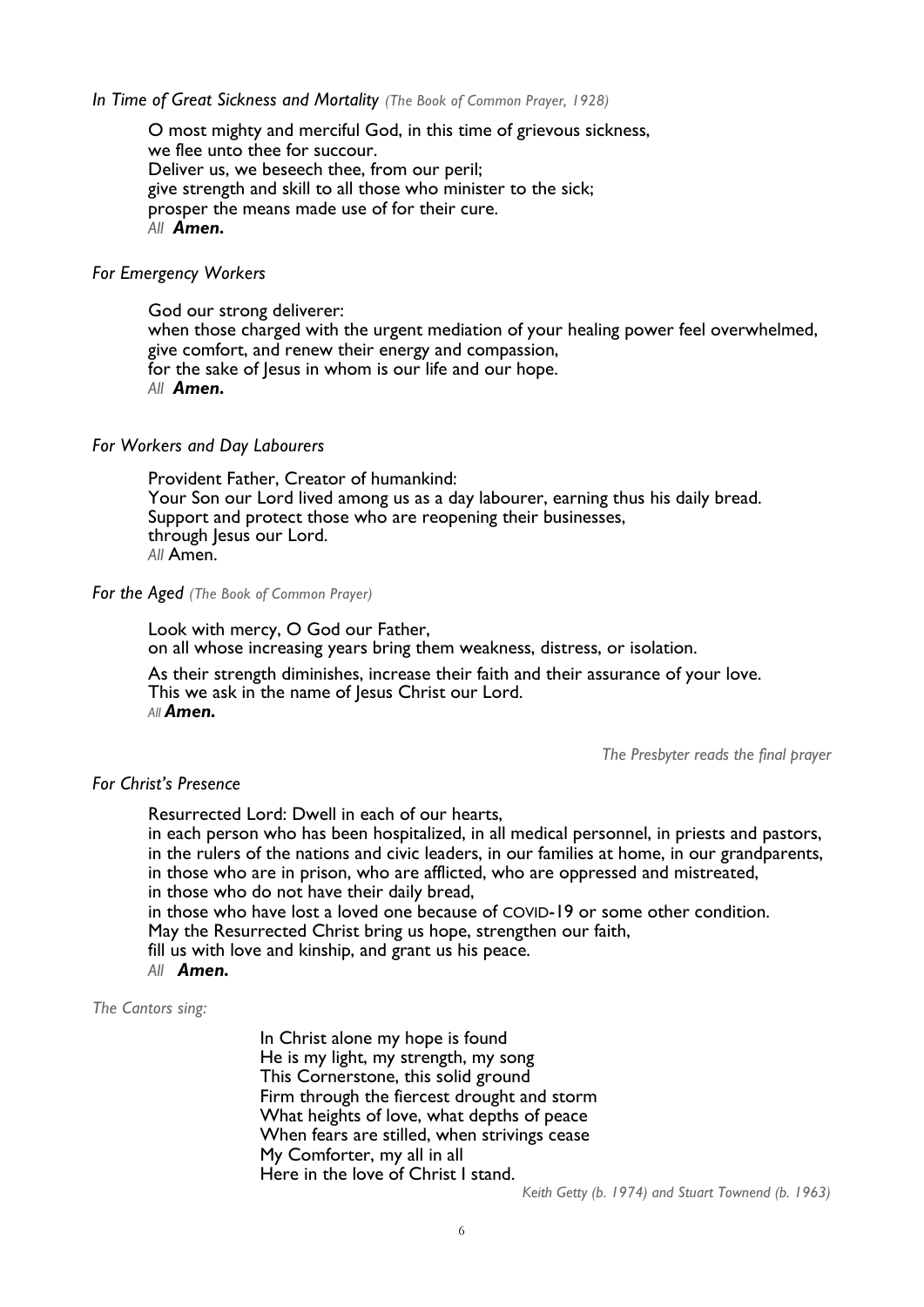*In Time of Great Sickness and Mortality (The Book of Common Prayer, 1928)*

O most mighty and merciful God, in this time of grievous sickness,
we flee unto thee for succour.
Deliver us, we beseech thee, from our peril;
give strength and skill to all those who minister to the sick;
prosper the means made use of for their cure.
*All* ***Amen.***

*For Emergency Workers*

God our strong deliverer:
when those charged with the urgent mediation of your healing power feel overwhelmed,
give comfort, and renew their energy and compassion,
for the sake of Jesus in whom is our life and our hope.
*All* ***Amen.***

*For Workers and Day Labourers*

Provident Father, Creator of humankind:
Your Son our Lord lived among us as a day labourer, earning thus his daily bread.
Support and protect those who are reopening their businesses,
through Jesus our Lord.
*All* Amen.

*For the Aged (The Book of Common Prayer)*

Look with mercy, O God our Father,
on all whose increasing years bring them weakness, distress, or isolation.

As their strength diminishes, increase their faith and their assurance of your love.
This we ask in the name of Jesus Christ our Lord.
*All* ***Amen.***

*The Presbyter reads the final prayer*

*For Christ's Presence*

Resurrected Lord: Dwell in each of our hearts,
in each person who has been hospitalized, in all medical personnel, in priests and pastors,
in the rulers of the nations and civic leaders, in our families at home, in our grandparents,
in those who are in prison, who are afflicted, who are oppressed and mistreated,
in those who do not have their daily bread,
in those who have lost a loved one because of COVID-19 or some other condition.
May the Resurrected Christ bring us hope, strengthen our faith,
fill us with love and kinship, and grant us his peace.
*All* ***Amen.***

*The Cantors sing:*

In Christ alone my hope is found
He is my light, my strength, my song
This Cornerstone, this solid ground
Firm through the fiercest drought and storm
What heights of love, what depths of peace
When fears are stilled, when strivings cease
My Comforter, my all in all
Here in the love of Christ I stand.

*Keith Getty (b. 1974) and Stuart Townend (b. 1963)*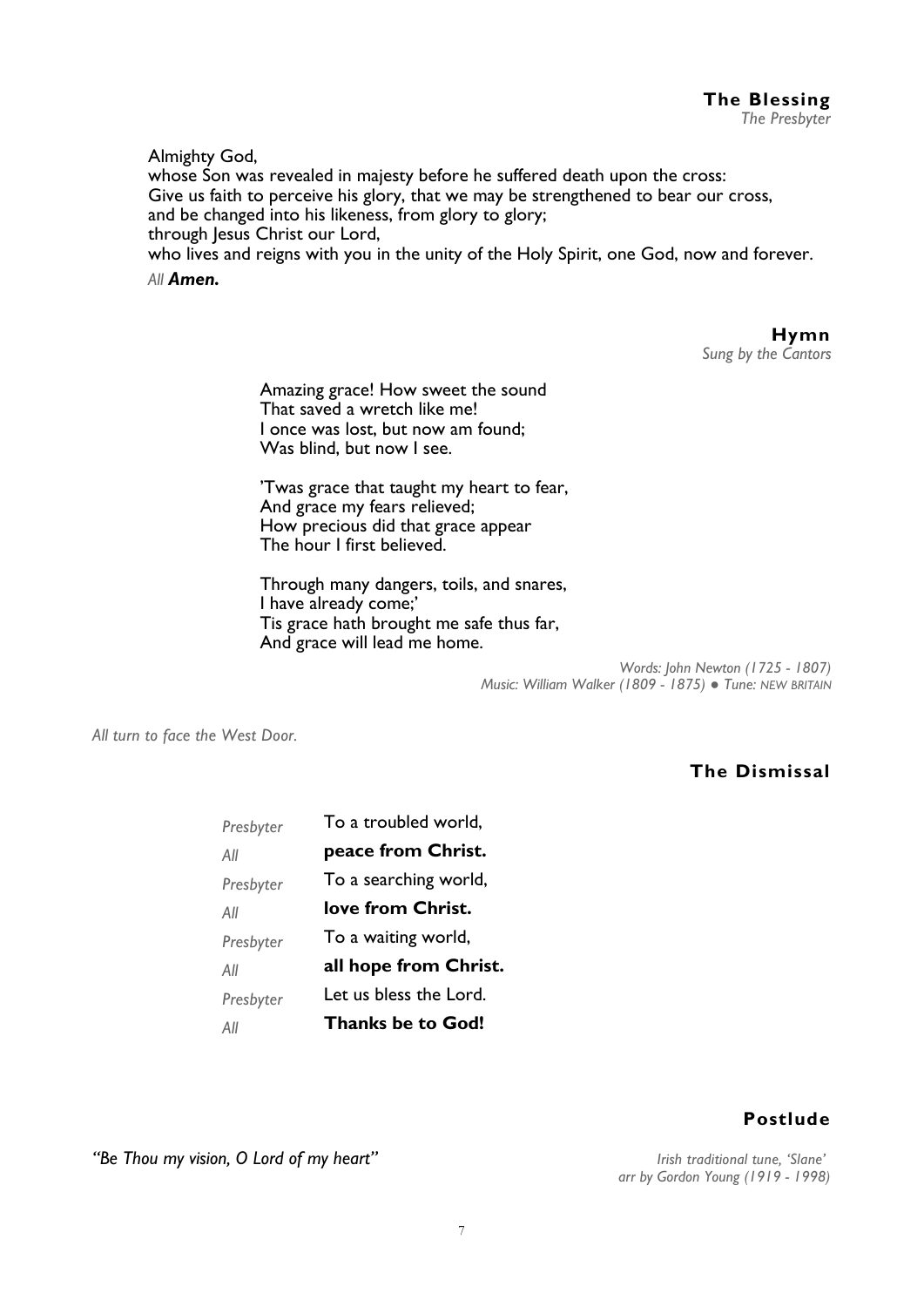## The Blessing

*The Presbyter*

Almighty God,
whose Son was revealed in majesty before he suffered death upon the cross:
Give us faith to perceive his glory, that we may be strengthened to bear our cross,
and be changed into his likeness, from glory to glory;
through Jesus Christ our Lord,
who lives and reigns with you in the unity of the Holy Spirit, one God, now and forever.

*All* ***Amen.***

## Hymn

*Sung by the Cantors*

Amazing grace! How sweet the sound
That saved a wretch like me!
I once was lost, but now am found;
Was blind, but now I see.

'Twas grace that taught my heart to fear,
And grace my fears relieved;
How precious did that grace appear
The hour I first believed.

Through many dangers, toils, and snares,
I have already come;'
Tis grace hath brought me safe thus far,
And grace will lead me home.

*Words: John Newton (1725 - 1807)*
*Music: William Walker (1809 - 1875) ● Tune: NEW BRITAIN*

*All turn to face the West Door.*

## The Dismissal

*Presbyter* To a troubled world,
*All* **peace from Christ.**
*Presbyter* To a searching world,
*All* **love from Christ.**
*Presbyter* To a waiting world,
*All* **all hope from Christ.**
*Presbyter* Let us bless the Lord.
*All* **Thanks be to God!**

## Postlude

*"Be Thou my vision, O Lord of my heart"*

*Irish traditional tune, 'Slane'*
*arr by Gordon Young (1919 - 1998)*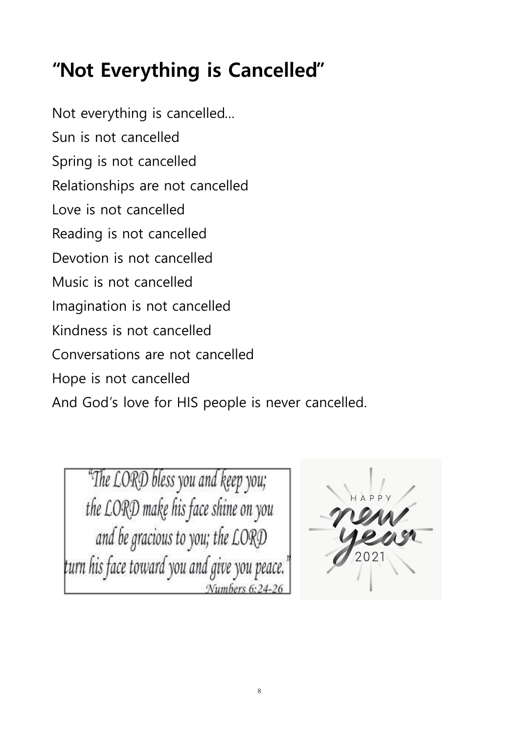# "Not Everything is Cancelled"

Not everything is cancelled...

Sun is not cancelled

Spring is not cancelled

Relationships are not cancelled

Love is not cancelled

Reading is not cancelled

Devotion is not cancelled

Music is not cancelled

Imagination is not cancelled

Kindness is not cancelled

Conversations are not cancelled

Hope is not cancelled

And God's love for HIS people is never cancelled.

"The LORD bless you and keep you; the LORD make his face shine on you and be gracious to you; the LORD turn his face toward you and give you peace."
Numbers 6:24-26

HAPPY new year 2021